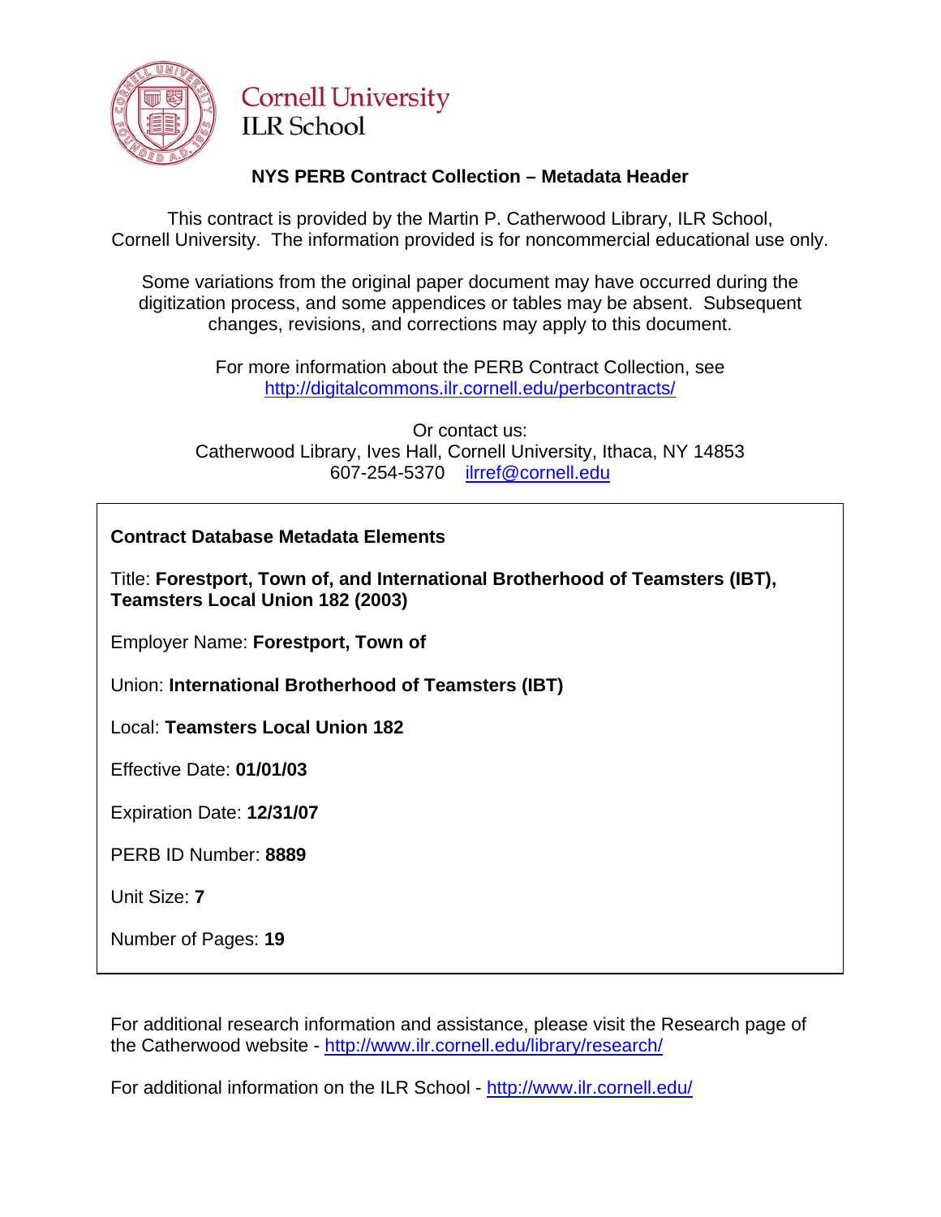Cornell University
ILR School

## NYS PERB Contract Collection – Metadata Header

This contract is provided by the Martin P. Catherwood Library, ILR School, Cornell University. The information provided is for noncommercial educational use only.

Some variations from the original paper document may have occurred during the digitization process, and some appendices or tables may be absent. Subsequent changes, revisions, and corrections may apply to this document.

For more information about the PERB Contract Collection, see http://digitalcommons.ilr.cornell.edu/perbcontracts/

Or contact us:
Catherwood Library, Ives Hall, Cornell University, Ithaca, NY 14853
607-254-5370 ilrref@cornell.edu

**Contract Database Metadata Elements**

Title: **Forestport, Town of, and International Brotherhood of Teamsters (IBT), Teamsters Local Union 182 (2003)**

Employer Name: **Forestport, Town of**

Union: **International Brotherhood of Teamsters (IBT)**

Local: **Teamsters Local Union 182**

Effective Date: **01/01/03**

Expiration Date: **12/31/07**

PERB ID Number: **8889**

Unit Size: **7**

Number of Pages: **19**

For additional research information and assistance, please visit the Research page of the Catherwood website - http://www.ilr.cornell.edu/library/research/

For additional information on the ILR School - http://www.ilr.cornell.edu/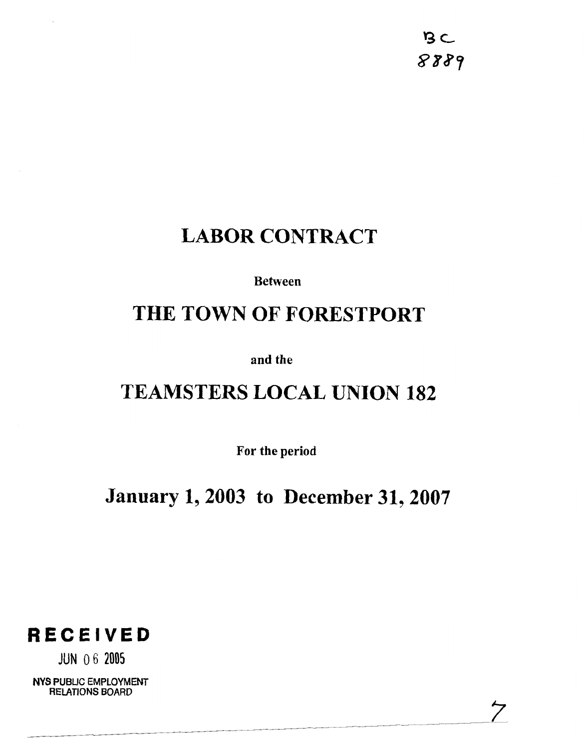BC
8889

# LABOR CONTRACT

Between

# THE TOWN OF FORESTPORT

and the

# TEAMSTERS LOCAL UNION 182

For the period

# January 1, 2003 to December 31, 2007

**RECEIVED**

JUN 06 2005

NYS PUBLIC EMPLOYMENT RELATIONS BOARD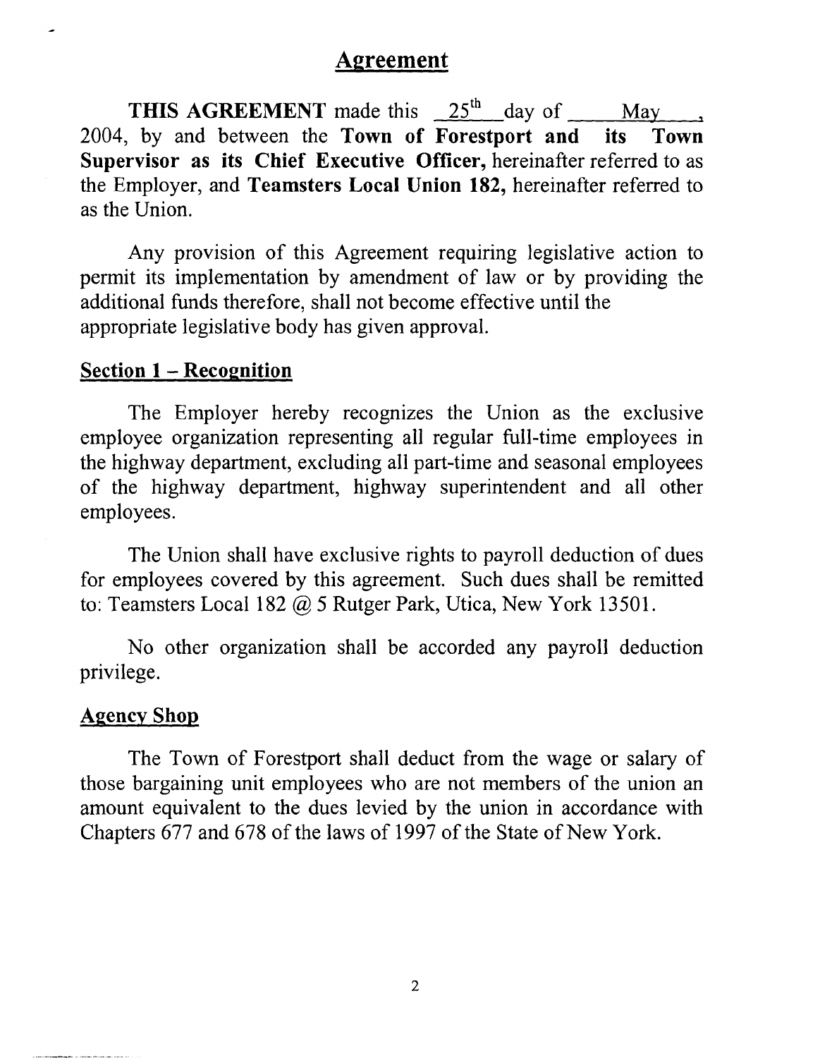# Agreement

**THIS AGREEMENT** made this 25th day of May, 2004, by and between the **Town of Forestport and its Town Supervisor as its Chief Executive Officer,** hereinafter referred to as the Employer, and **Teamsters Local Union 182,** hereinafter referred to as the Union.

Any provision of this Agreement requiring legislative action to permit its implementation by amendment of law or by providing the additional funds therefore, shall not become effective until the appropriate legislative body has given approval.

## Section 1 – Recognition

The Employer hereby recognizes the Union as the exclusive employee organization representing all regular full-time employees in the highway department, excluding all part-time and seasonal employees of the highway department, highway superintendent and all other employees.

The Union shall have exclusive rights to payroll deduction of dues for employees covered by this agreement. Such dues shall be remitted to: Teamsters Local 182 @ 5 Rutger Park, Utica, New York 13501.

No other organization shall be accorded any payroll deduction privilege.

## Agency Shop

The Town of Forestport shall deduct from the wage or salary of those bargaining unit employees who are not members of the union an amount equivalent to the dues levied by the union in accordance with Chapters 677 and 678 of the laws of 1997 of the State of New York.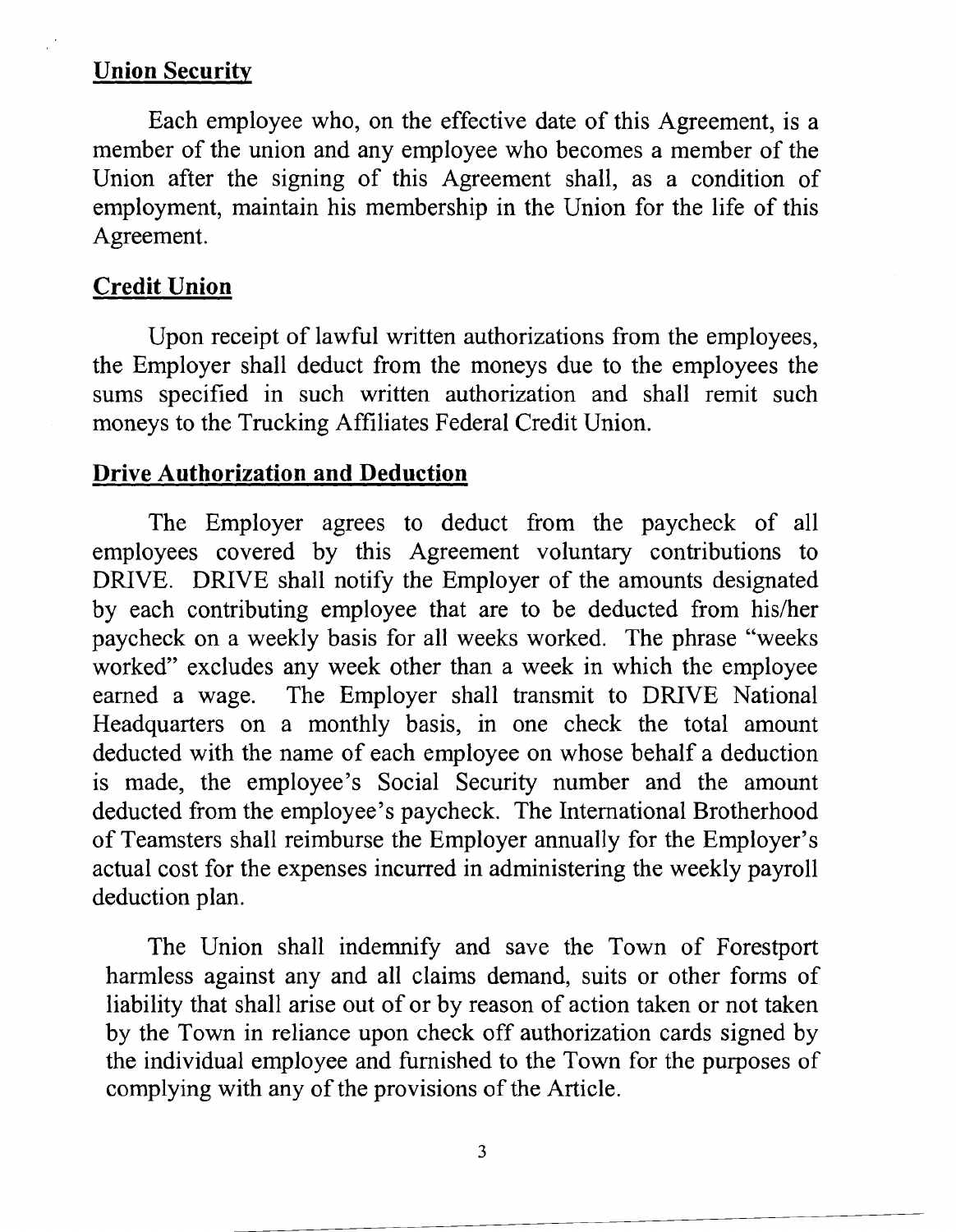## Union Security

Each employee who, on the effective date of this Agreement, is a member of the union and any employee who becomes a member of the Union after the signing of this Agreement shall, as a condition of employment, maintain his membership in the Union for the life of this Agreement.

## Credit Union

Upon receipt of lawful written authorizations from the employees, the Employer shall deduct from the moneys due to the employees the sums specified in such written authorization and shall remit such moneys to the Trucking Affiliates Federal Credit Union.

## Drive Authorization and Deduction

The Employer agrees to deduct from the paycheck of all employees covered by this Agreement voluntary contributions to DRIVE. DRIVE shall notify the Employer of the amounts designated by each contributing employee that are to be deducted from his/her paycheck on a weekly basis for all weeks worked. The phrase "weeks worked" excludes any week other than a week in which the employee earned a wage. The Employer shall transmit to DRIVE National Headquarters on a monthly basis, in one check the total amount deducted with the name of each employee on whose behalf a deduction is made, the employee's Social Security number and the amount deducted from the employee's paycheck. The International Brotherhood of Teamsters shall reimburse the Employer annually for the Employer's actual cost for the expenses incurred in administering the weekly payroll deduction plan.

The Union shall indemnify and save the Town of Forestport harmless against any and all claims demand, suits or other forms of liability that shall arise out of or by reason of action taken or not taken by the Town in reliance upon check off authorization cards signed by the individual employee and furnished to the Town for the purposes of complying with any of the provisions of the Article.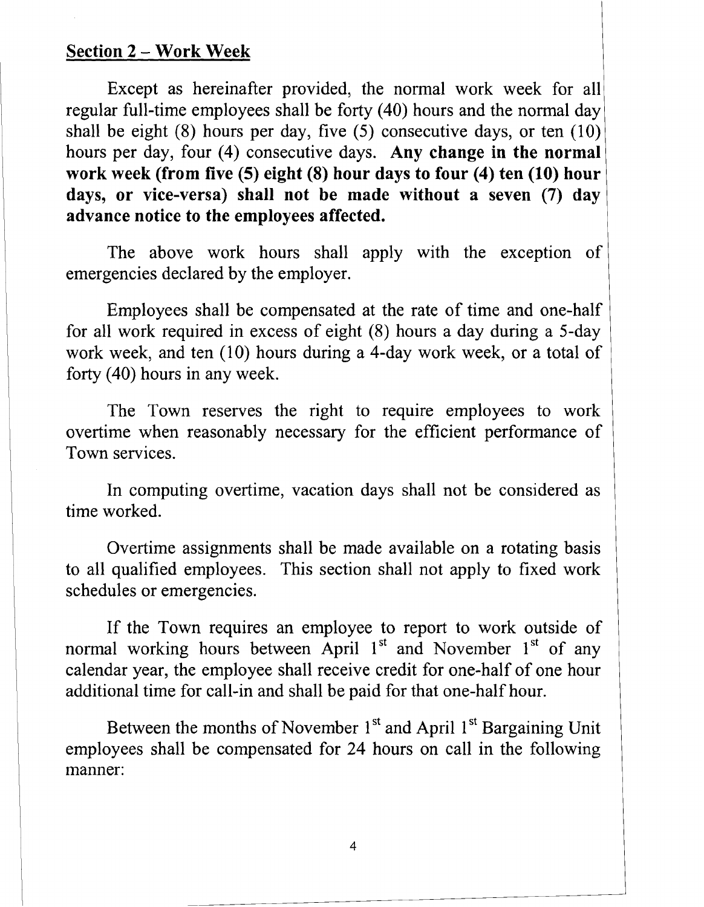## Section 2 – Work Week

Except as hereinafter provided, the normal work week for all regular full-time employees shall be forty (40) hours and the normal day shall be eight (8) hours per day, five (5) consecutive days, or ten (10) hours per day, four (4) consecutive days. **Any change in the normal work week (from five (5) eight (8) hour days to four (4) ten (10) hour days, or vice-versa) shall not be made without a seven (7) day advance notice to the employees affected.**

The above work hours shall apply with the exception of emergencies declared by the employer.

Employees shall be compensated at the rate of time and one-half for all work required in excess of eight (8) hours a day during a 5-day work week, and ten (10) hours during a 4-day work week, or a total of forty (40) hours in any week.

The Town reserves the right to require employees to work overtime when reasonably necessary for the efficient performance of Town services.

In computing overtime, vacation days shall not be considered as time worked.

Overtime assignments shall be made available on a rotating basis to all qualified employees. This section shall not apply to fixed work schedules or emergencies.

If the Town requires an employee to report to work outside of normal working hours between April 1st and November 1st of any calendar year, the employee shall receive credit for one-half of one hour additional time for call-in and shall be paid for that one-half hour.

Between the months of November 1st and April 1st Bargaining Unit employees shall be compensated for 24 hours on call in the following manner: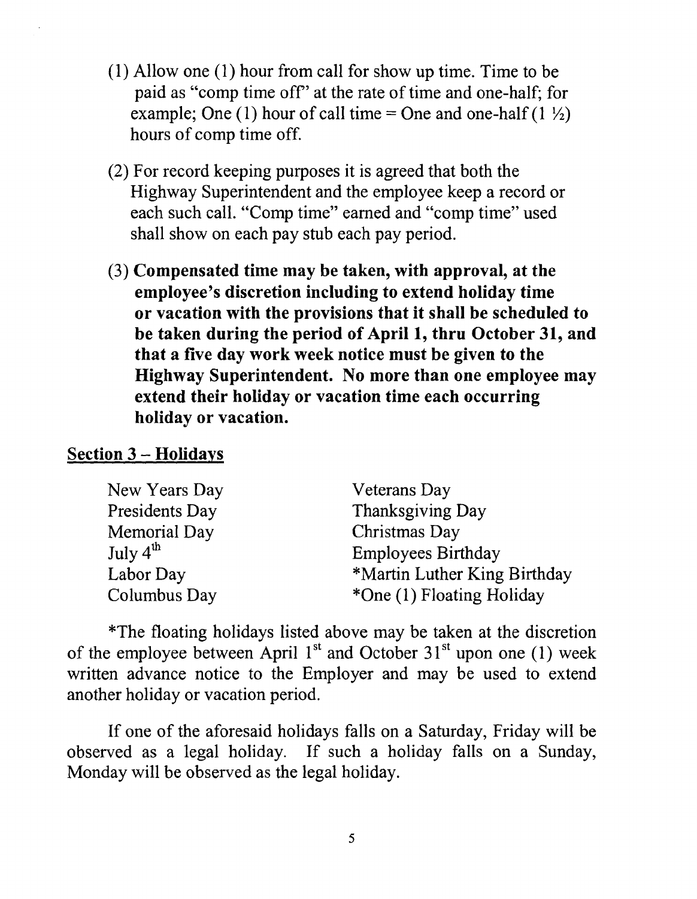(1) Allow one (1) hour from call for show up time. Time to be paid as "comp time off" at the rate of time and one-half; for example; One (1) hour of call time = One and one-half (1 ½) hours of comp time off.

(2) For record keeping purposes it is agreed that both the Highway Superintendent and the employee keep a record or each such call. "Comp time" earned and "comp time" used shall show on each pay stub each pay period.

(3) **Compensated time may be taken, with approval, at the employee's discretion including to extend holiday time or vacation with the provisions that it shall be scheduled to be taken during the period of April 1, thru October 31, and that a five day work week notice must be given to the Highway Superintendent. No more than one employee may extend their holiday or vacation time each occurring holiday or vacation.**

## Section 3 – Holidays

| | |
|---|---|
| New Years Day | Veterans Day |
| Presidents Day | Thanksgiving Day |
| Memorial Day | Christmas Day |
| July 4th | Employees Birthday |
| Labor Day | *Martin Luther King Birthday |
| Columbus Day | *One (1) Floating Holiday |

*The floating holidays listed above may be taken at the discretion of the employee between April 1st and October 31st upon one (1) week written advance notice to the Employer and may be used to extend another holiday or vacation period.

If one of the aforesaid holidays falls on a Saturday, Friday will be observed as a legal holiday. If such a holiday falls on a Sunday, Monday will be observed as the legal holiday.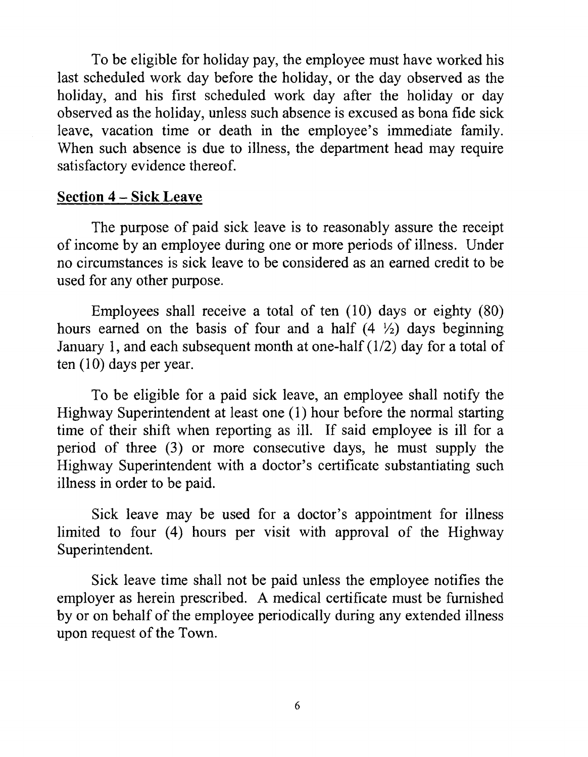To be eligible for holiday pay, the employee must have worked his last scheduled work day before the holiday, or the day observed as the holiday, and his first scheduled work day after the holiday or day observed as the holiday, unless such absence is excused as bona fide sick leave, vacation time or death in the employee's immediate family. When such absence is due to illness, the department head may require satisfactory evidence thereof.

## Section 4 – Sick Leave

The purpose of paid sick leave is to reasonably assure the receipt of income by an employee during one or more periods of illness. Under no circumstances is sick leave to be considered as an earned credit to be used for any other purpose.

Employees shall receive a total of ten (10) days or eighty (80) hours earned on the basis of four and a half (4 ½) days beginning January 1, and each subsequent month at one-half (1/2) day for a total of ten (10) days per year.

To be eligible for a paid sick leave, an employee shall notify the Highway Superintendent at least one (1) hour before the normal starting time of their shift when reporting as ill. If said employee is ill for a period of three (3) or more consecutive days, he must supply the Highway Superintendent with a doctor's certificate substantiating such illness in order to be paid.

Sick leave may be used for a doctor's appointment for illness limited to four (4) hours per visit with approval of the Highway Superintendent.

Sick leave time shall not be paid unless the employee notifies the employer as herein prescribed. A medical certificate must be furnished by or on behalf of the employee periodically during any extended illness upon request of the Town.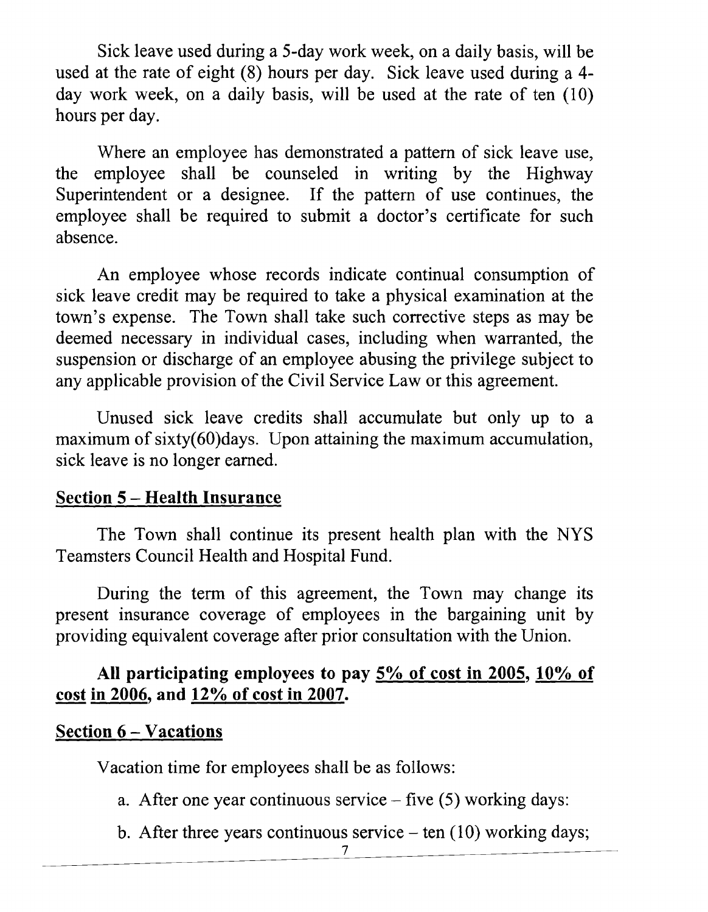Sick leave used during a 5-day work week, on a daily basis, will be used at the rate of eight (8) hours per day. Sick leave used during a 4-day work week, on a daily basis, will be used at the rate of ten (10) hours per day.

Where an employee has demonstrated a pattern of sick leave use, the employee shall be counseled in writing by the Highway Superintendent or a designee. If the pattern of use continues, the employee shall be required to submit a doctor's certificate for such absence.

An employee whose records indicate continual consumption of sick leave credit may be required to take a physical examination at the town's expense. The Town shall take such corrective steps as may be deemed necessary in individual cases, including when warranted, the suspension or discharge of an employee abusing the privilege subject to any applicable provision of the Civil Service Law or this agreement.

Unused sick leave credits shall accumulate but only up to a maximum of sixty(60)days. Upon attaining the maximum accumulation, sick leave is no longer earned.

## Section 5 – Health Insurance

The Town shall continue its present health plan with the NYS Teamsters Council Health and Hospital Fund.

During the term of this agreement, the Town may change its present insurance coverage of employees in the bargaining unit by providing equivalent coverage after prior consultation with the Union.

**All participating employees to pay 5% of cost in 2005, 10% of cost in 2006, and 12% of cost in 2007.**

## Section 6 – Vacations

Vacation time for employees shall be as follows:

a. After one year continuous service – five (5) working days:

b. After three years continuous service – ten (10) working days;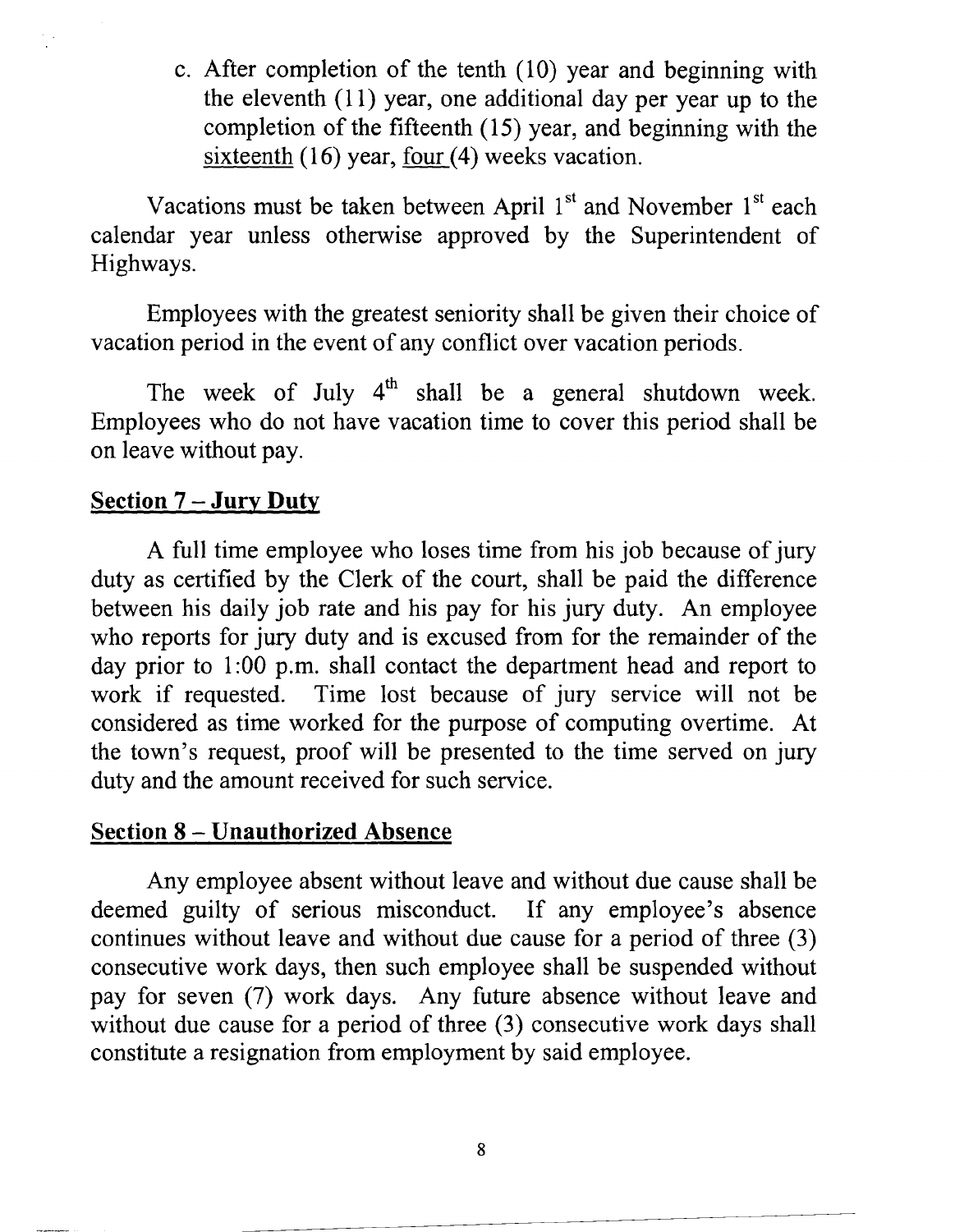c. After completion of the tenth (10) year and beginning with the eleventh (11) year, one additional day per year up to the completion of the fifteenth (15) year, and beginning with the sixteenth (16) year, four (4) weeks vacation.

Vacations must be taken between April 1st and November 1st each calendar year unless otherwise approved by the Superintendent of Highways.

Employees with the greatest seniority shall be given their choice of vacation period in the event of any conflict over vacation periods.

The week of July 4th shall be a general shutdown week. Employees who do not have vacation time to cover this period shall be on leave without pay.

## Section 7 – Jury Duty

A full time employee who loses time from his job because of jury duty as certified by the Clerk of the court, shall be paid the difference between his daily job rate and his pay for his jury duty. An employee who reports for jury duty and is excused from for the remainder of the day prior to 1:00 p.m. shall contact the department head and report to work if requested. Time lost because of jury service will not be considered as time worked for the purpose of computing overtime. At the town's request, proof will be presented to the time served on jury duty and the amount received for such service.

## Section 8 – Unauthorized Absence

Any employee absent without leave and without due cause shall be deemed guilty of serious misconduct. If any employee's absence continues without leave and without due cause for a period of three (3) consecutive work days, then such employee shall be suspended without pay for seven (7) work days. Any future absence without leave and without due cause for a period of three (3) consecutive work days shall constitute a resignation from employment by said employee.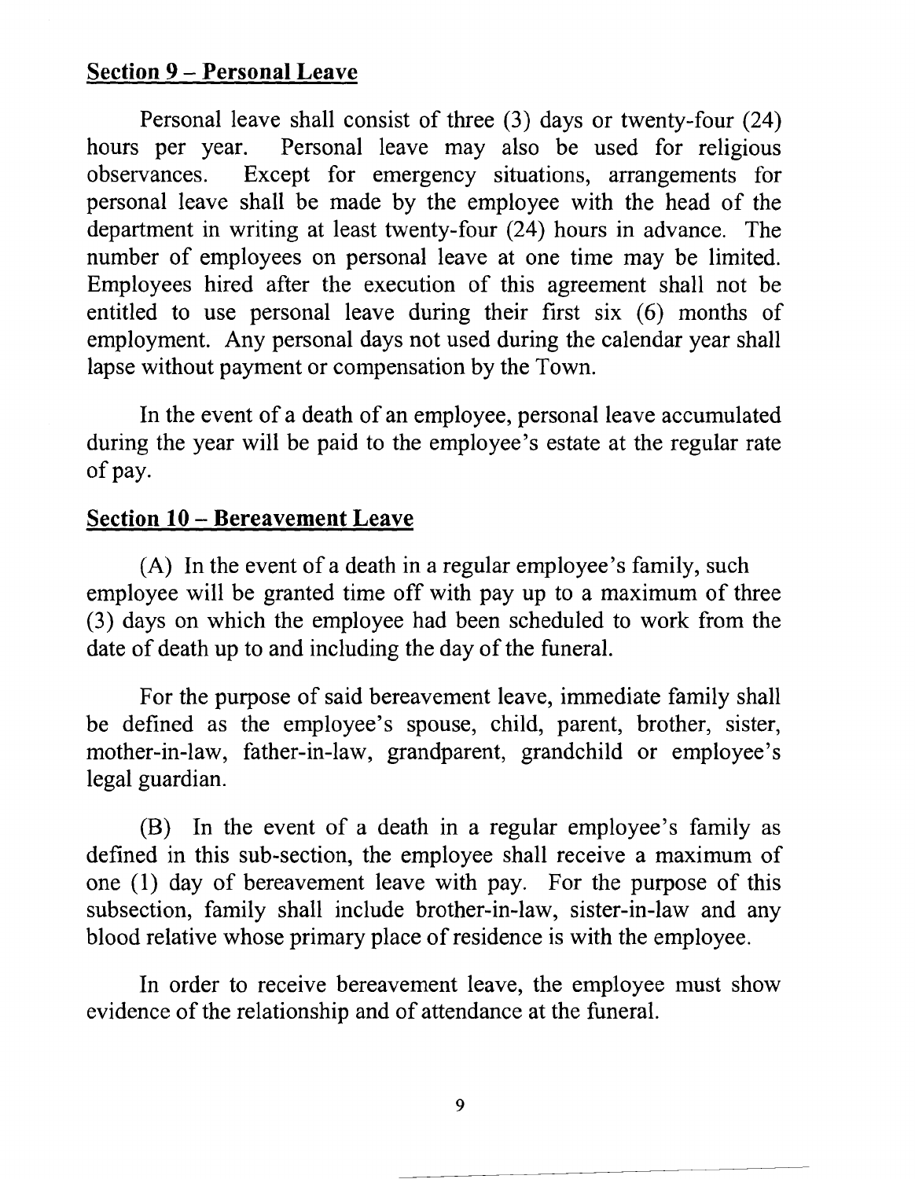## Section 9 – Personal Leave

Personal leave shall consist of three (3) days or twenty-four (24) hours per year. Personal leave may also be used for religious observances. Except for emergency situations, arrangements for personal leave shall be made by the employee with the head of the department in writing at least twenty-four (24) hours in advance. The number of employees on personal leave at one time may be limited. Employees hired after the execution of this agreement shall not be entitled to use personal leave during their first six (6) months of employment. Any personal days not used during the calendar year shall lapse without payment or compensation by the Town.

In the event of a death of an employee, personal leave accumulated during the year will be paid to the employee's estate at the regular rate of pay.

## Section 10 – Bereavement Leave

(A) In the event of a death in a regular employee's family, such employee will be granted time off with pay up to a maximum of three (3) days on which the employee had been scheduled to work from the date of death up to and including the day of the funeral.

For the purpose of said bereavement leave, immediate family shall be defined as the employee's spouse, child, parent, brother, sister, mother-in-law, father-in-law, grandparent, grandchild or employee's legal guardian.

(B) In the event of a death in a regular employee's family as defined in this sub-section, the employee shall receive a maximum of one (1) day of bereavement leave with pay. For the purpose of this subsection, family shall include brother-in-law, sister-in-law and any blood relative whose primary place of residence is with the employee.

In order to receive bereavement leave, the employee must show evidence of the relationship and of attendance at the funeral.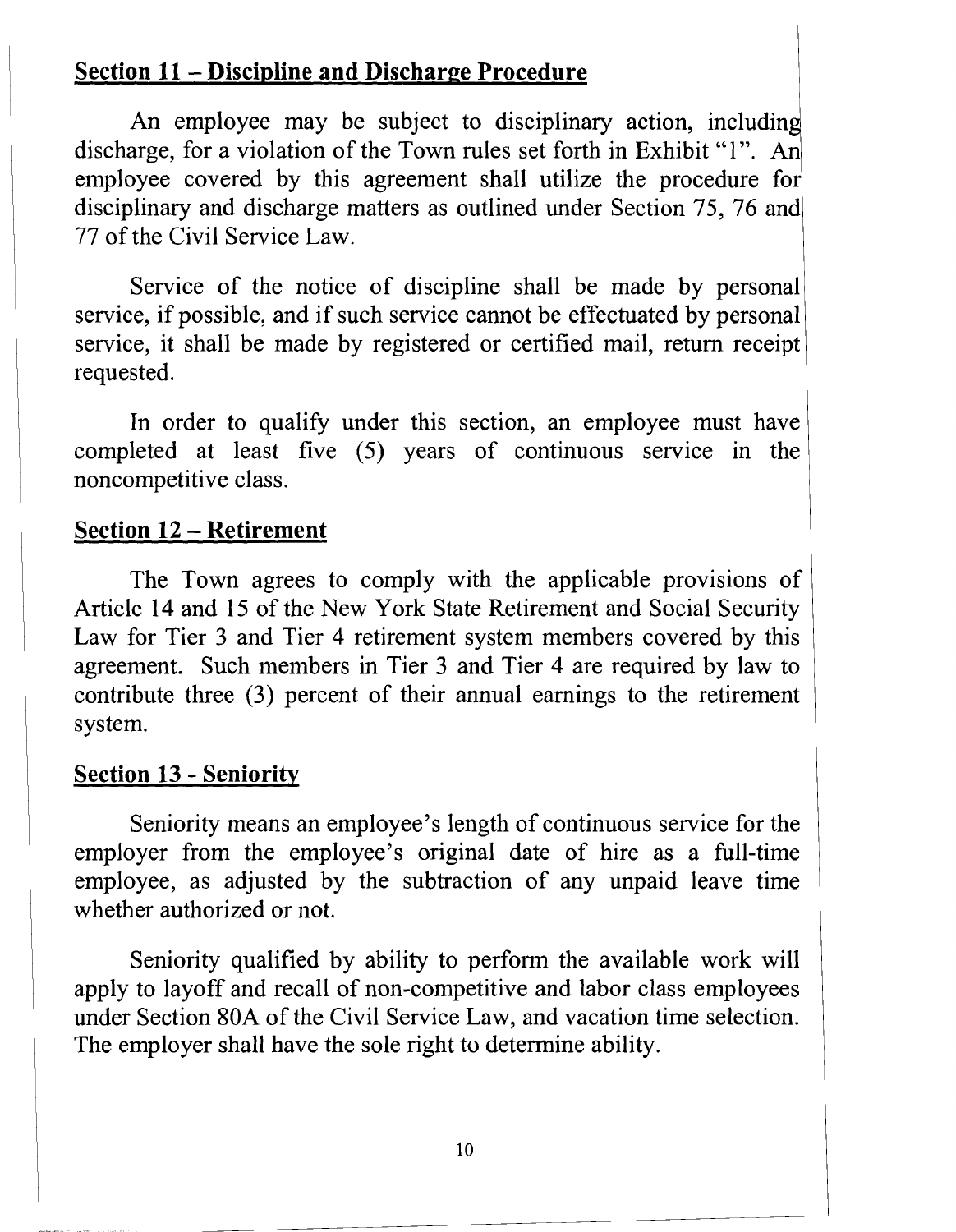## Section 11 – Discipline and Discharge Procedure

An employee may be subject to disciplinary action, including discharge, for a violation of the Town rules set forth in Exhibit "1". An employee covered by this agreement shall utilize the procedure for disciplinary and discharge matters as outlined under Section 75, 76 and 77 of the Civil Service Law.

Service of the notice of discipline shall be made by personal service, if possible, and if such service cannot be effectuated by personal service, it shall be made by registered or certified mail, return receipt requested.

In order to qualify under this section, an employee must have completed at least five (5) years of continuous service in the noncompetitive class.

## Section 12 – Retirement

The Town agrees to comply with the applicable provisions of Article 14 and 15 of the New York State Retirement and Social Security Law for Tier 3 and Tier 4 retirement system members covered by this agreement. Such members in Tier 3 and Tier 4 are required by law to contribute three (3) percent of their annual earnings to the retirement system.

## Section 13 - Seniority

Seniority means an employee's length of continuous service for the employer from the employee's original date of hire as a full-time employee, as adjusted by the subtraction of any unpaid leave time whether authorized or not.

Seniority qualified by ability to perform the available work will apply to layoff and recall of non-competitive and labor class employees under Section 80A of the Civil Service Law, and vacation time selection. The employer shall have the sole right to determine ability.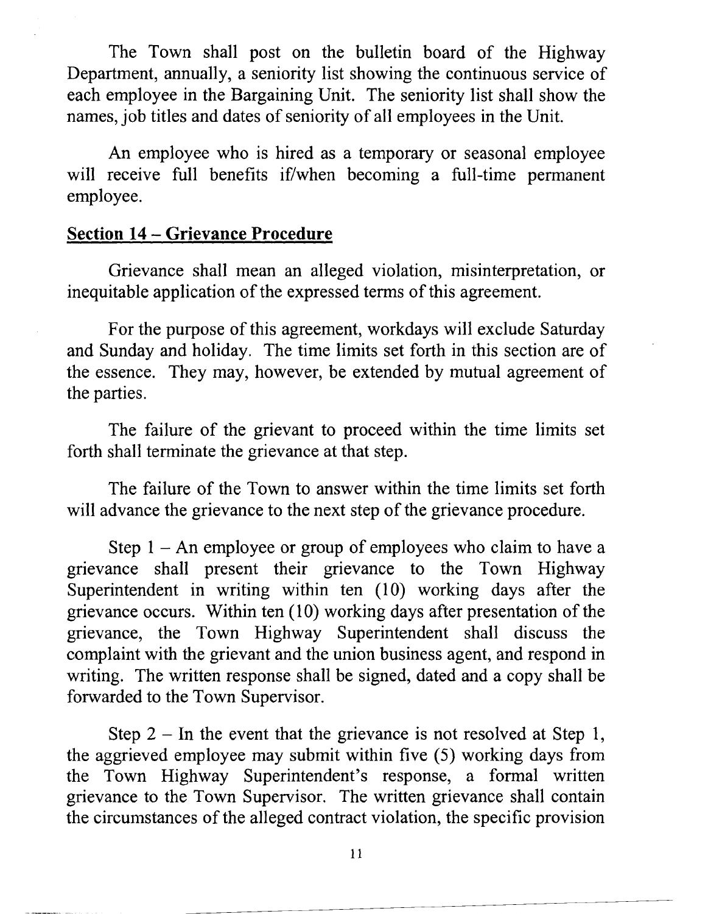The Town shall post on the bulletin board of the Highway Department, annually, a seniority list showing the continuous service of each employee in the Bargaining Unit. The seniority list shall show the names, job titles and dates of seniority of all employees in the Unit.

An employee who is hired as a temporary or seasonal employee will receive full benefits if/when becoming a full-time permanent employee.

## Section 14 – Grievance Procedure

Grievance shall mean an alleged violation, misinterpretation, or inequitable application of the expressed terms of this agreement.

For the purpose of this agreement, workdays will exclude Saturday and Sunday and holiday. The time limits set forth in this section are of the essence. They may, however, be extended by mutual agreement of the parties.

The failure of the grievant to proceed within the time limits set forth shall terminate the grievance at that step.

The failure of the Town to answer within the time limits set forth will advance the grievance to the next step of the grievance procedure.

Step 1 – An employee or group of employees who claim to have a grievance shall present their grievance to the Town Highway Superintendent in writing within ten (10) working days after the grievance occurs. Within ten (10) working days after presentation of the grievance, the Town Highway Superintendent shall discuss the complaint with the grievant and the union business agent, and respond in writing. The written response shall be signed, dated and a copy shall be forwarded to the Town Supervisor.

Step 2 – In the event that the grievance is not resolved at Step 1, the aggrieved employee may submit within five (5) working days from the Town Highway Superintendent's response, a formal written grievance to the Town Supervisor. The written grievance shall contain the circumstances of the alleged contract violation, the specific provision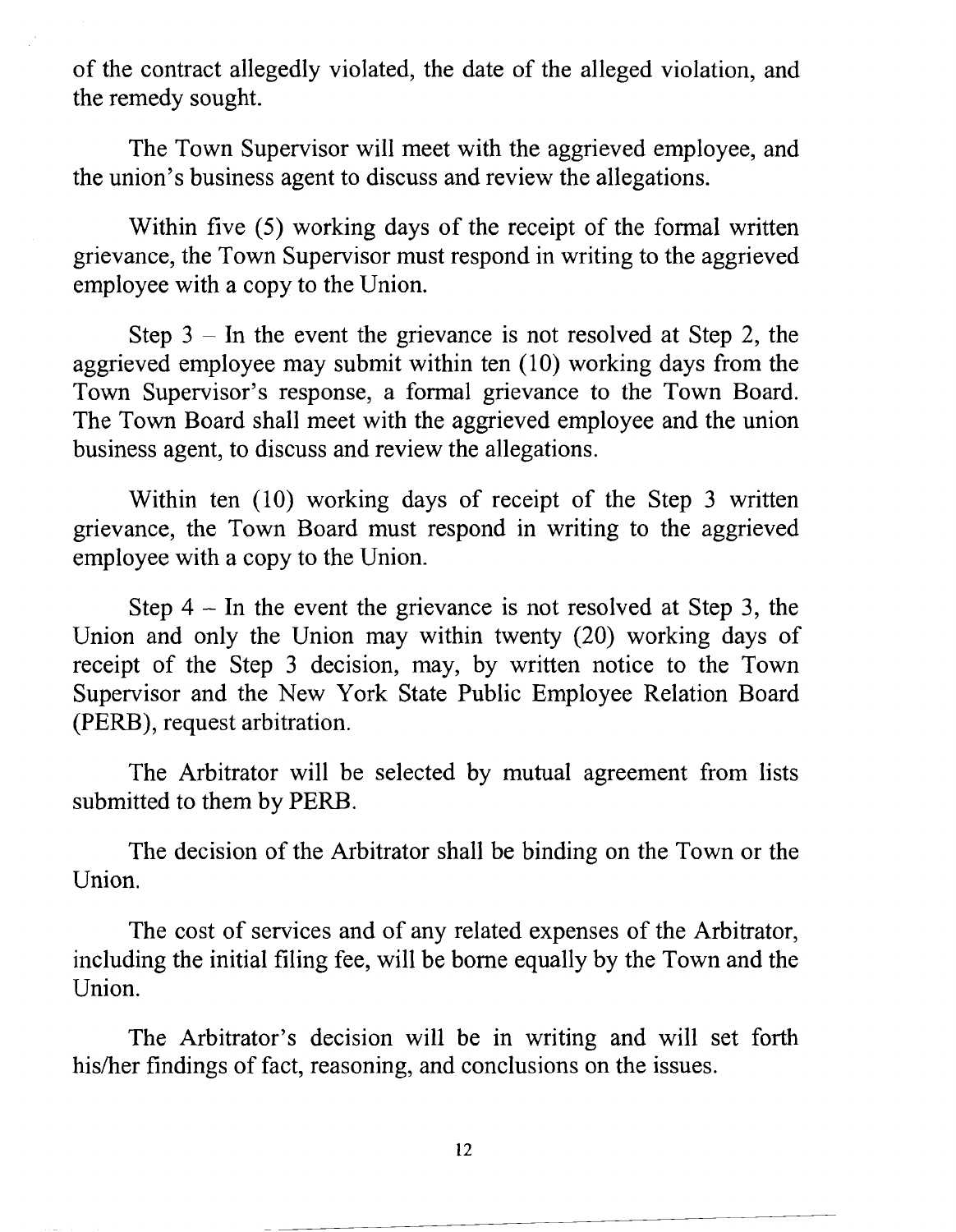of the contract allegedly violated, the date of the alleged violation, and the remedy sought.

The Town Supervisor will meet with the aggrieved employee, and the union's business agent to discuss and review the allegations.

Within five (5) working days of the receipt of the formal written grievance, the Town Supervisor must respond in writing to the aggrieved employee with a copy to the Union.

Step 3 – In the event the grievance is not resolved at Step 2, the aggrieved employee may submit within ten (10) working days from the Town Supervisor's response, a formal grievance to the Town Board. The Town Board shall meet with the aggrieved employee and the union business agent, to discuss and review the allegations.

Within ten (10) working days of receipt of the Step 3 written grievance, the Town Board must respond in writing to the aggrieved employee with a copy to the Union.

Step 4 – In the event the grievance is not resolved at Step 3, the Union and only the Union may within twenty (20) working days of receipt of the Step 3 decision, may, by written notice to the Town Supervisor and the New York State Public Employee Relation Board (PERB), request arbitration.

The Arbitrator will be selected by mutual agreement from lists submitted to them by PERB.

The decision of the Arbitrator shall be binding on the Town or the Union.

The cost of services and of any related expenses of the Arbitrator, including the initial filing fee, will be borne equally by the Town and the Union.

The Arbitrator's decision will be in writing and will set forth his/her findings of fact, reasoning, and conclusions on the issues.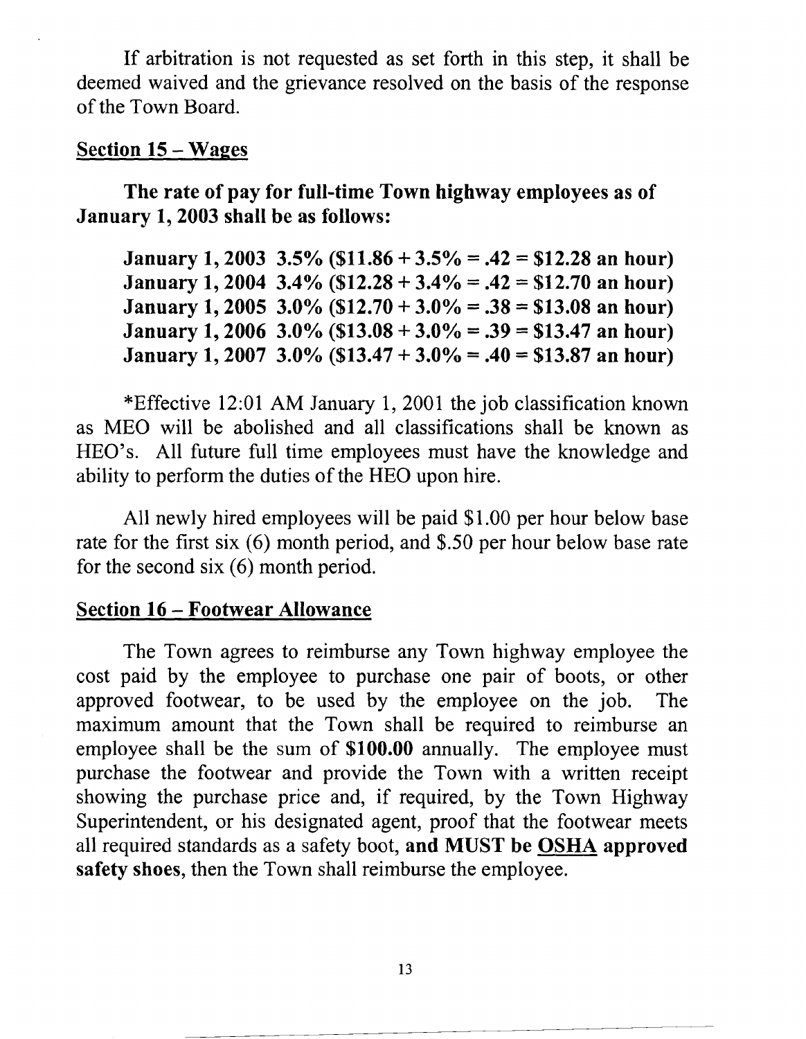If arbitration is not requested as set forth in this step, it shall be deemed waived and the grievance resolved on the basis of the response of the Town Board.

## Section 15 – Wages

**The rate of pay for full-time Town highway employees as of January 1, 2003 shall be as follows:**

**January 1, 2003 3.5% ($11.86 + 3.5% = .42 = $12.28 an hour)**
**January 1, 2004 3.4% ($12.28 + 3.4% = .42 = $12.70 an hour)**
**January 1, 2005 3.0% ($12.70 + 3.0% = .38 = $13.08 an hour)**
**January 1, 2006 3.0% ($13.08 + 3.0% = .39 = $13.47 an hour)**
**January 1, 2007 3.0% ($13.47 + 3.0% = .40 = $13.87 an hour)**

*Effective 12:01 AM January 1, 2001 the job classification known as MEO will be abolished and all classifications shall be known as HEO's. All future full time employees must have the knowledge and ability to perform the duties of the HEO upon hire.

All newly hired employees will be paid $1.00 per hour below base rate for the first six (6) month period, and $.50 per hour below base rate for the second six (6) month period.

## Section 16 – Footwear Allowance

The Town agrees to reimburse any Town highway employee the cost paid by the employee to purchase one pair of boots, or other approved footwear, to be used by the employee on the job. The maximum amount that the Town shall be required to reimburse an employee shall be the sum of **$100.00** annually. The employee must purchase the footwear and provide the Town with a written receipt showing the purchase price and, if required, by the Town Highway Superintendent, or his designated agent, proof that the footwear meets all required standards as a safety boot, **and MUST be <u>OSHA</u> approved safety shoes**, then the Town shall reimburse the employee.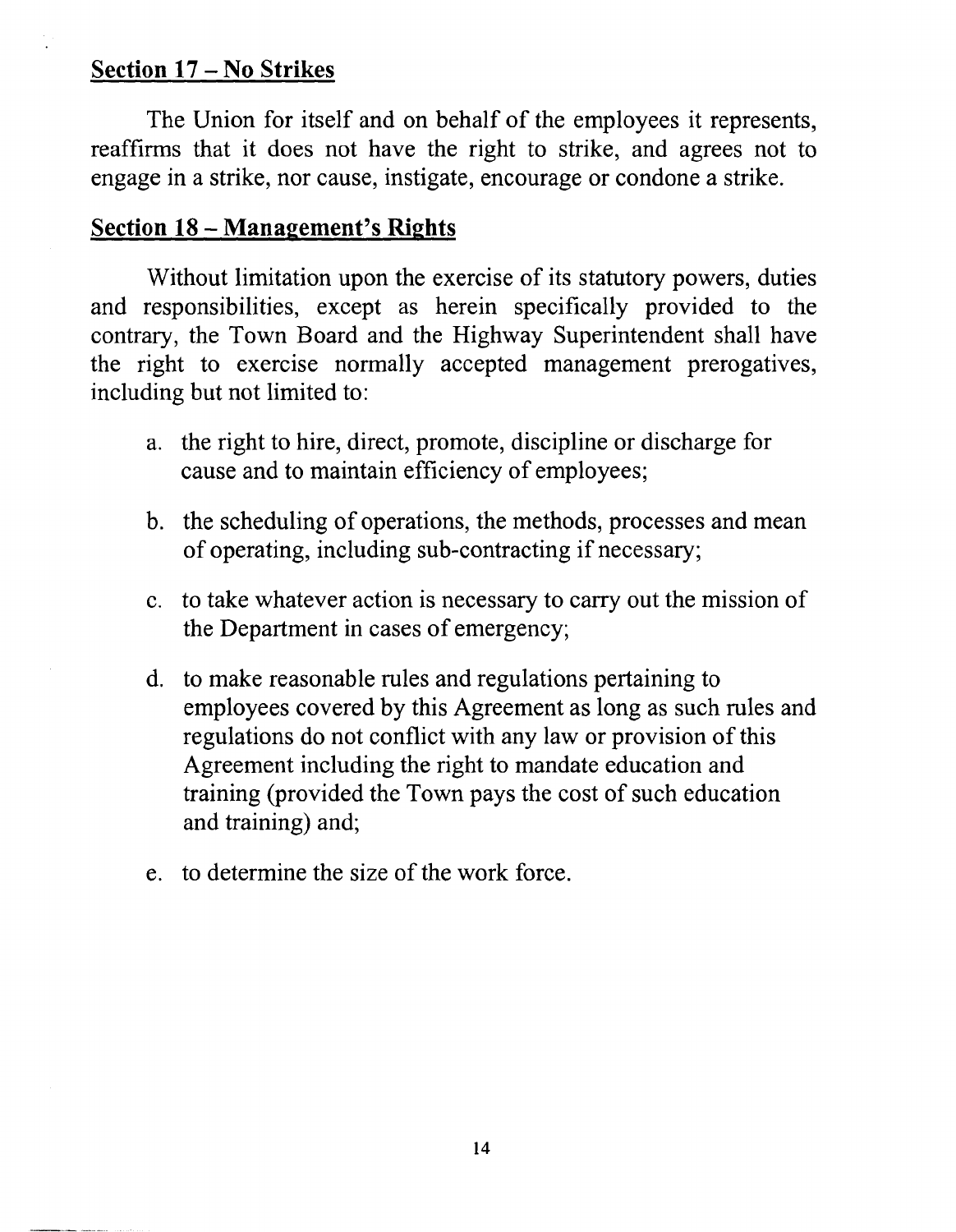## Section 17 – No Strikes

The Union for itself and on behalf of the employees it represents, reaffirms that it does not have the right to strike, and agrees not to engage in a strike, nor cause, instigate, encourage or condone a strike.

## Section 18 – Management's Rights

Without limitation upon the exercise of its statutory powers, duties and responsibilities, except as herein specifically provided to the contrary, the Town Board and the Highway Superintendent shall have the right to exercise normally accepted management prerogatives, including but not limited to:

a. the right to hire, direct, promote, discipline or discharge for cause and to maintain efficiency of employees;

b. the scheduling of operations, the methods, processes and mean of operating, including sub-contracting if necessary;

c. to take whatever action is necessary to carry out the mission of the Department in cases of emergency;

d. to make reasonable rules and regulations pertaining to employees covered by this Agreement as long as such rules and regulations do not conflict with any law or provision of this Agreement including the right to mandate education and training (provided the Town pays the cost of such education and training) and;

e. to determine the size of the work force.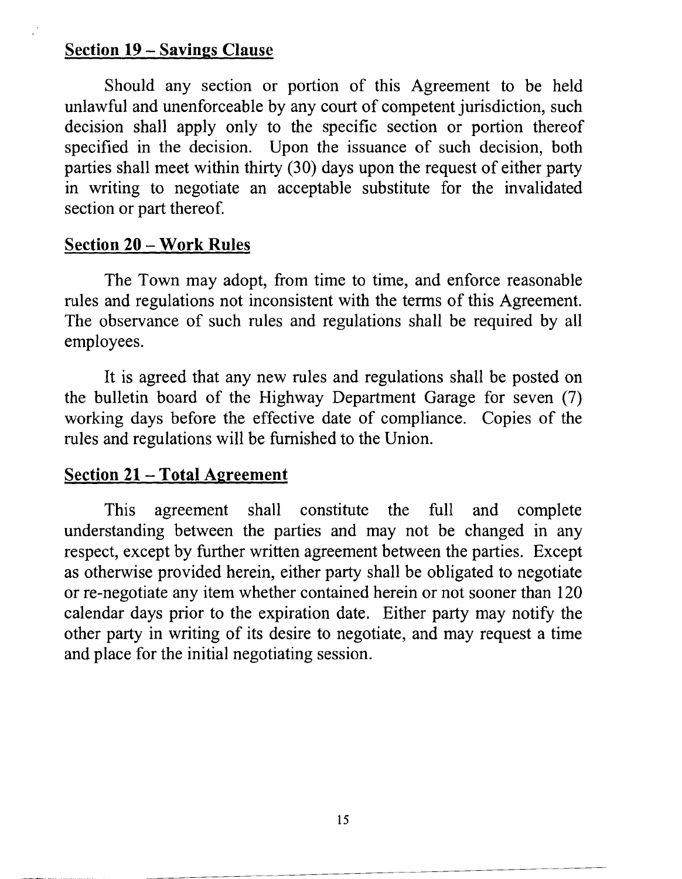## Section 19 – Savings Clause

Should any section or portion of this Agreement to be held unlawful and unenforceable by any court of competent jurisdiction, such decision shall apply only to the specific section or portion thereof specified in the decision. Upon the issuance of such decision, both parties shall meet within thirty (30) days upon the request of either party in writing to negotiate an acceptable substitute for the invalidated section or part thereof.

## Section 20 – Work Rules

The Town may adopt, from time to time, and enforce reasonable rules and regulations not inconsistent with the terms of this Agreement. The observance of such rules and regulations shall be required by all employees.

It is agreed that any new rules and regulations shall be posted on the bulletin board of the Highway Department Garage for seven (7) working days before the effective date of compliance. Copies of the rules and regulations will be furnished to the Union.

## Section 21 – Total Agreement

This agreement shall constitute the full and complete understanding between the parties and may not be changed in any respect, except by further written agreement between the parties. Except as otherwise provided herein, either party shall be obligated to negotiate or re-negotiate any item whether contained herein or not sooner than 120 calendar days prior to the expiration date. Either party may notify the other party in writing of its desire to negotiate, and may request a time and place for the initial negotiating session.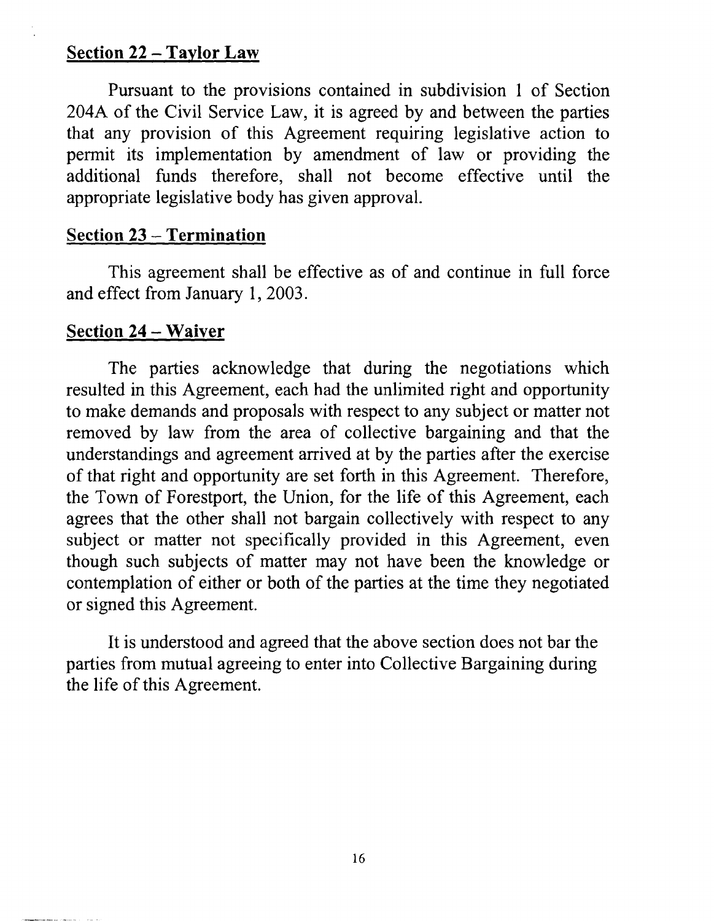## Section 22 – Taylor Law

Pursuant to the provisions contained in subdivision 1 of Section 204A of the Civil Service Law, it is agreed by and between the parties that any provision of this Agreement requiring legislative action to permit its implementation by amendment of law or providing the additional funds therefore, shall not become effective until the appropriate legislative body has given approval.

## Section 23 – Termination

This agreement shall be effective as of and continue in full force and effect from January 1, 2003.

## Section 24 – Waiver

The parties acknowledge that during the negotiations which resulted in this Agreement, each had the unlimited right and opportunity to make demands and proposals with respect to any subject or matter not removed by law from the area of collective bargaining and that the understandings and agreement arrived at by the parties after the exercise of that right and opportunity are set forth in this Agreement. Therefore, the Town of Forestport, the Union, for the life of this Agreement, each agrees that the other shall not bargain collectively with respect to any subject or matter not specifically provided in this Agreement, even though such subjects of matter may not have been the knowledge or contemplation of either or both of the parties at the time they negotiated or signed this Agreement.

It is understood and agreed that the above section does not bar the parties from mutual agreeing to enter into Collective Bargaining during the life of this Agreement.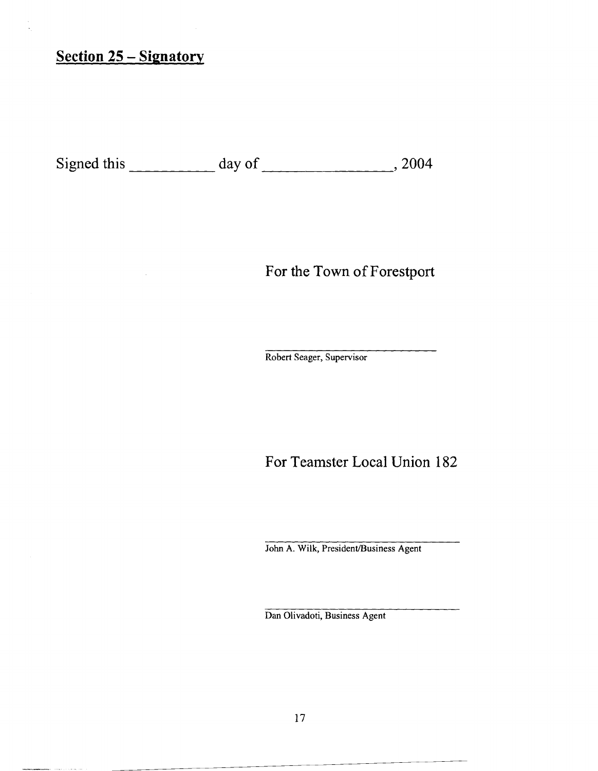## Section 25 – Signatory

Signed this __________ day of ________________, 2004

For the Town of Forestport

____________________________
Robert Seager, Supervisor

For Teamster Local Union 182

____________________________
John A. Wilk, President/Business Agent

____________________________
Dan Olivadoti, Business Agent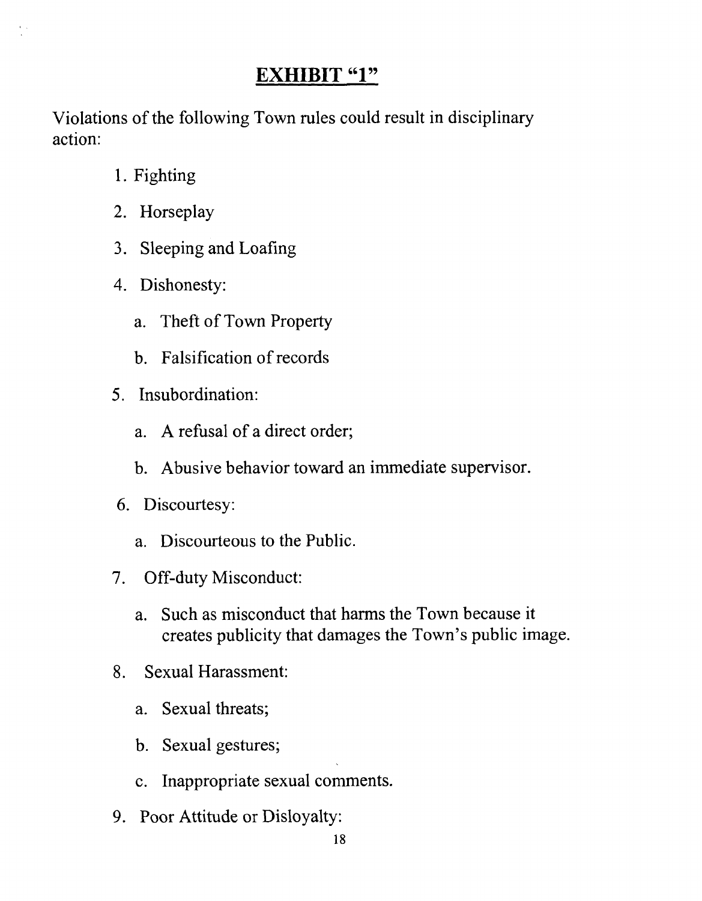## EXHIBIT "1"

Violations of the following Town rules could result in disciplinary action:

1. Fighting
2. Horseplay
3. Sleeping and Loafing
4. Dishonesty:
   a. Theft of Town Property
   b. Falsification of records
5. Insubordination:
   a. A refusal of a direct order;
   b. Abusive behavior toward an immediate supervisor.
6. Discourtesy:
   a. Discourteous to the Public.
7. Off-duty Misconduct:
   a. Such as misconduct that harms the Town because it creates publicity that damages the Town's public image.
8. Sexual Harassment:
   a. Sexual threats;
   b. Sexual gestures;
   c. Inappropriate sexual comments.
9. Poor Attitude or Disloyalty: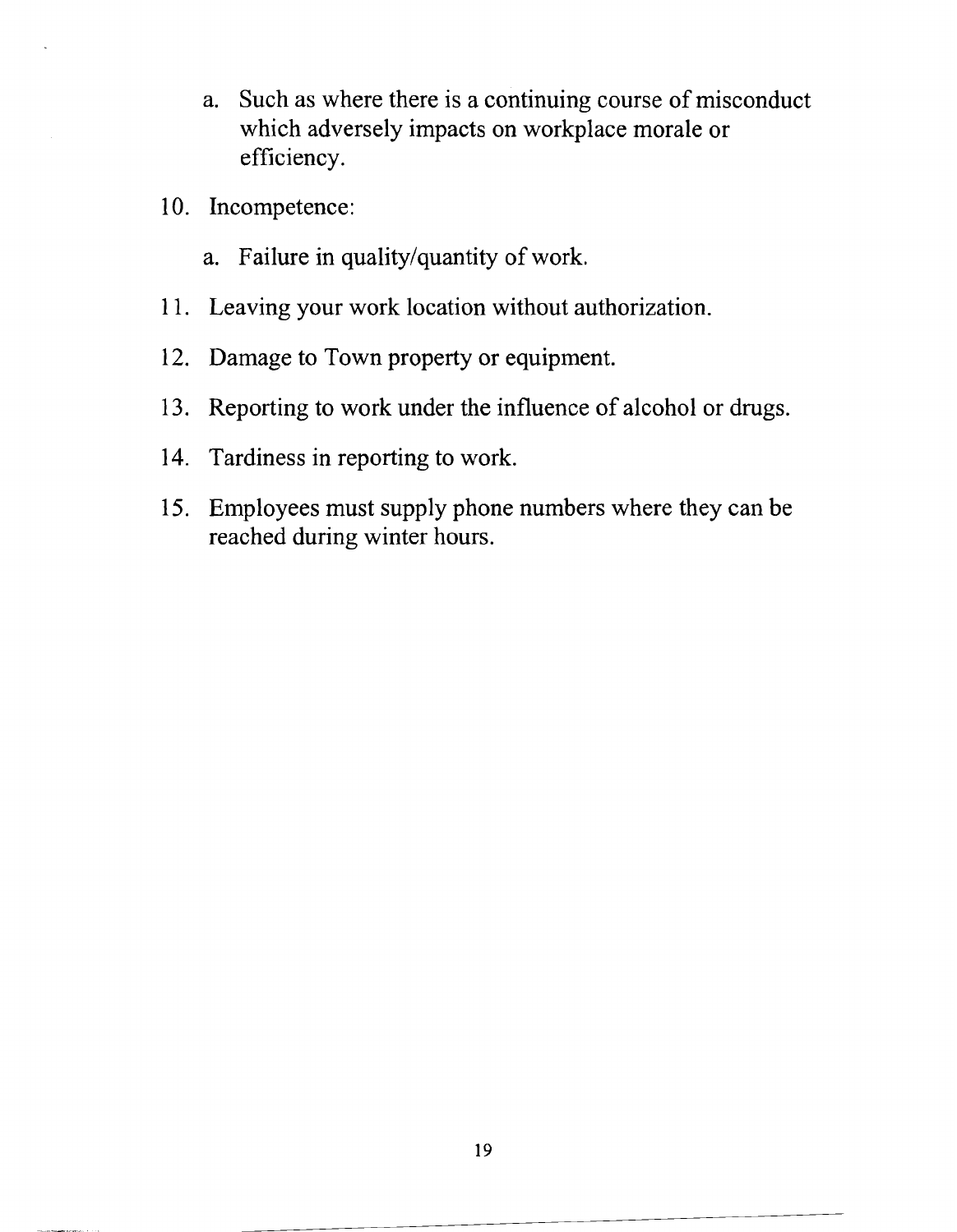a. Such as where there is a continuing course of misconduct which adversely impacts on workplace morale or efficiency.

10. Incompetence:

    a. Failure in quality/quantity of work.

11. Leaving your work location without authorization.

12. Damage to Town property or equipment.

13. Reporting to work under the influence of alcohol or drugs.

14. Tardiness in reporting to work.

15. Employees must supply phone numbers where they can be reached during winter hours.